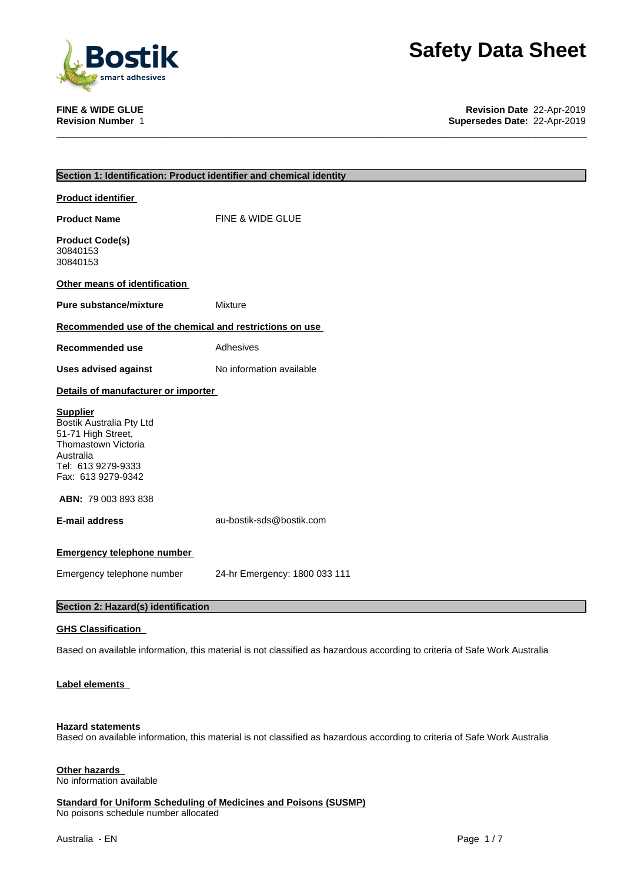# Safety Data Sheet

**FINE & WIDE GLUE**
**Revision Number** 1

**Revision Date** 22-Apr-2019
**Supersedes Date:** 22-Apr-2019

## Section 1: Identification: Product identifier and chemical identity

### Product identifier

**Product Name** FINE & WIDE GLUE

**Product Code(s)**
30840153
30840153

### Other means of identification

**Pure substance/mixture** Mixture

### Recommended use of the chemical and restrictions on use

**Recommended use** Adhesives

**Uses advised against** No information available

### Details of manufacturer or importer

**Supplier**
Bostik Australia Pty Ltd
51-71 High Street,
Thomastown Victoria
Australia
Tel: 613 9279-9333
Fax: 613 9279-9342

**ABN:** 79 003 893 838

**E-mail address** au-bostik-sds@bostik.com

### Emergency telephone number

Emergency telephone number 24-hr Emergency: 1800 033 111

## Section 2: Hazard(s) identification

### GHS Classification

Based on available information, this material is not classified as hazardous according to criteria of Safe Work Australia

### Label elements

**Hazard statements**
Based on available information, this material is not classified as hazardous according to criteria of Safe Work Australia

### Other hazards
No information available

### Standard for Uniform Scheduling of Medicines and Poisons (SUSMP)
No poisons schedule number allocated

Australia - EN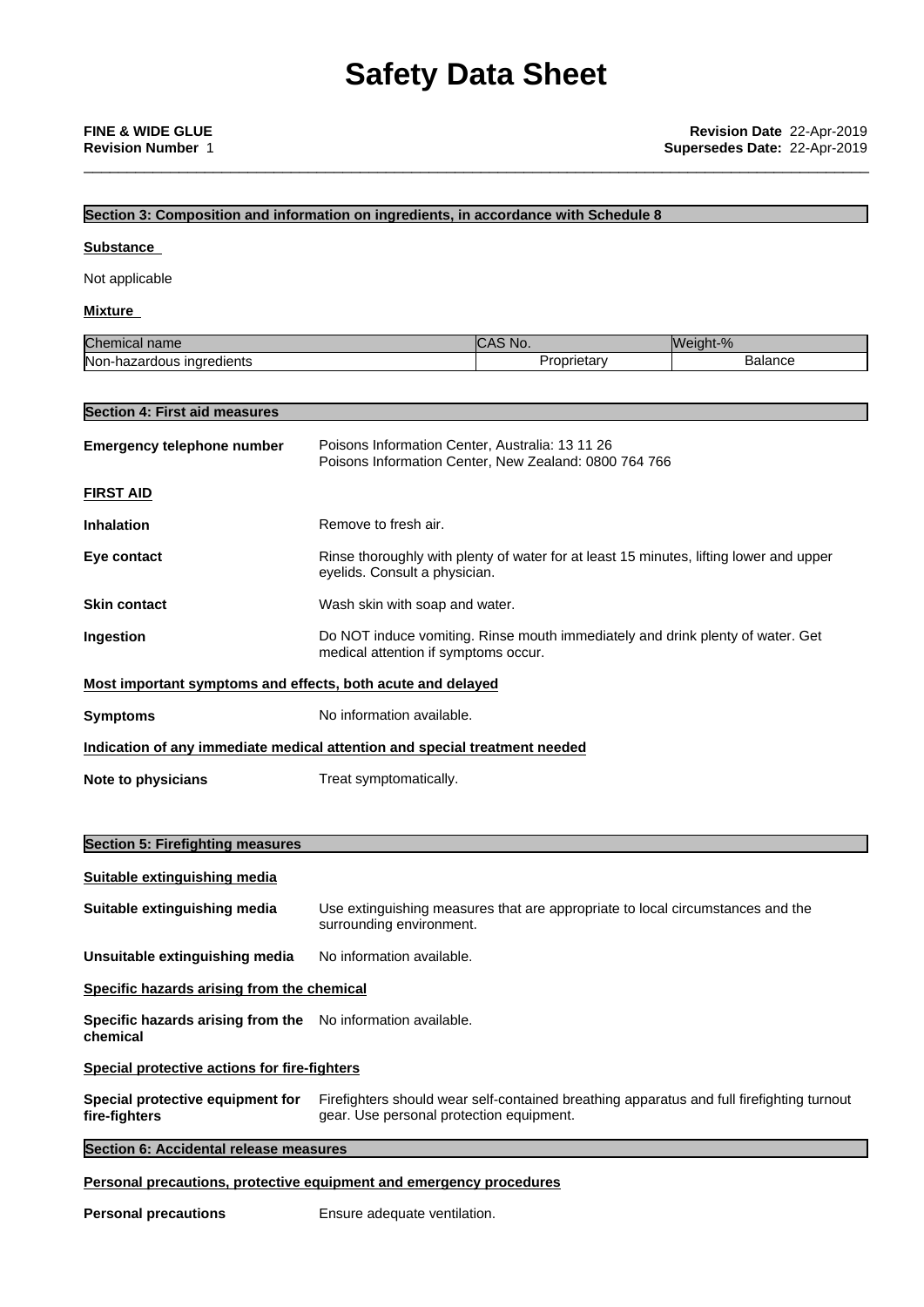## Section 3: Composition and information on ingredients, in accordance with Schedule 8

**Substance**

Not applicable

**Mixture**

| Chemical name | CAS No. | Weight-% |
|---|---|---|
| Non-hazardous ingredients | Proprietary | Balance |

## Section 4: First aid measures

**Emergency telephone number** Poisons Information Center, Australia: 13 11 26
Poisons Information Center, New Zealand: 0800 764 766

**FIRST AID**

**Inhalation** Remove to fresh air.

**Eye contact** Rinse thoroughly with plenty of water for at least 15 minutes, lifting lower and upper eyelids. Consult a physician.

**Skin contact** Wash skin with soap and water.

**Ingestion** Do NOT induce vomiting. Rinse mouth immediately and drink plenty of water. Get medical attention if symptoms occur.

**Most important symptoms and effects, both acute and delayed**

**Symptoms** No information available.

**Indication of any immediate medical attention and special treatment needed**

**Note to physicians** Treat symptomatically.

## Section 5: Firefighting measures

**Suitable extinguishing media**

**Suitable extinguishing media** Use extinguishing measures that are appropriate to local circumstances and the surrounding environment.

**Unsuitable extinguishing media** No information available.

**Specific hazards arising from the chemical**

**Specific hazards arising from the chemical** No information available.

**Special protective actions for fire-fighters**

**Special protective equipment for fire-fighters** Firefighters should wear self-contained breathing apparatus and full firefighting turnout gear. Use personal protection equipment.

## Section 6: Accidental release measures

**Personal precautions, protective equipment and emergency procedures**

**Personal precautions** Ensure adequate ventilation.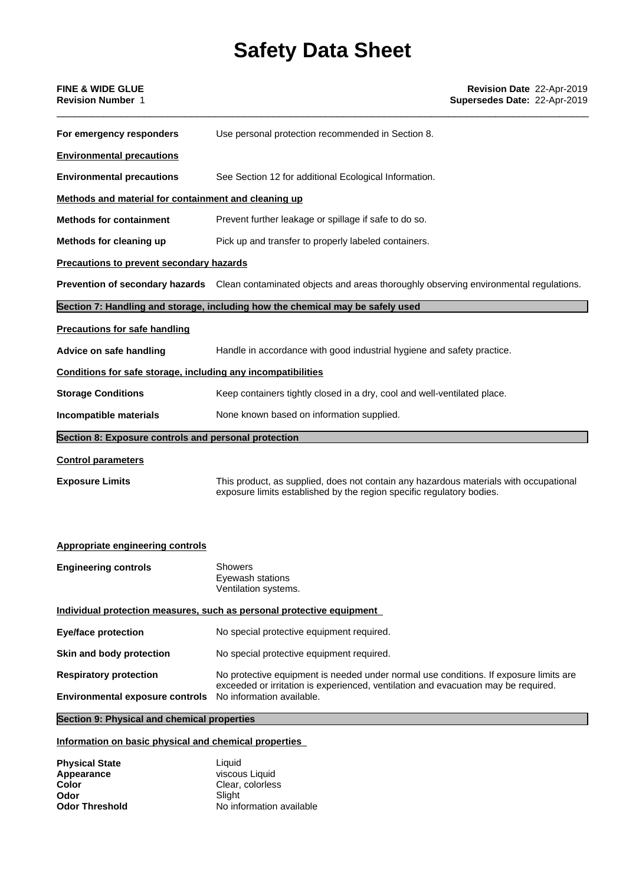**For emergency responders** Use personal protection recommended in Section 8.

**Environmental precautions**

**Environmental precautions** See Section 12 for additional Ecological Information.

**Methods and material for containment and cleaning up**

**Methods for containment** Prevent further leakage or spillage if safe to do so.

**Methods for cleaning up** Pick up and transfer to properly labeled containers.

**Precautions to prevent secondary hazards**

**Prevention of secondary hazards** Clean contaminated objects and areas thoroughly observing environmental regulations.

## Section 7: Handling and storage, including how the chemical may be safely used

**Precautions for safe handling**

**Advice on safe handling** Handle in accordance with good industrial hygiene and safety practice.

**Conditions for safe storage, including any incompatibilities**

**Storage Conditions** Keep containers tightly closed in a dry, cool and well-ventilated place.

**Incompatible materials** None known based on information supplied.

## Section 8: Exposure controls and personal protection

**Control parameters**

**Exposure Limits** This product, as supplied, does not contain any hazardous materials with occupational exposure limits established by the region specific regulatory bodies.

**Appropriate engineering controls**

**Engineering controls** Showers
Eyewash stations
Ventilation systems.

**Individual protection measures, such as personal protective equipment**

**Eye/face protection** No special protective equipment required.

**Skin and body protection** No special protective equipment required.

**Respiratory protection** No protective equipment is needed under normal use conditions. If exposure limits are exceeded or irritation is experienced, ventilation and evacuation may be required.

**Environmental exposure controls** No information available.

## Section 9: Physical and chemical properties

**Information on basic physical and chemical properties**

| | |
|---|---|
| **Physical State** | Liquid |
| **Appearance** | viscous Liquid |
| **Color** | Clear, colorless |
| **Odor** | Slight |
| **Odor Threshold** | No information available |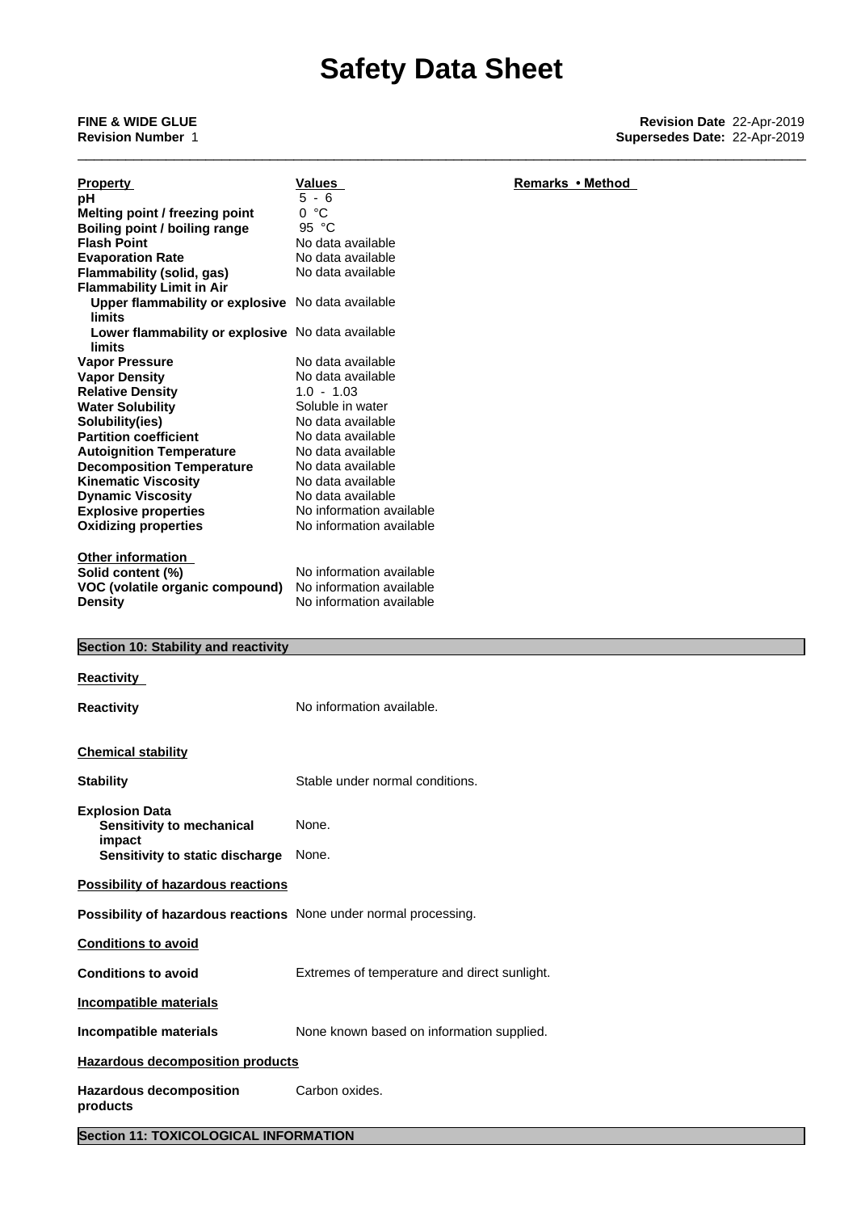# Safety Data Sheet

**FINE & WIDE GLUE**
**Revision Number** 1

**Revision Date** 22-Apr-2019
**Supersedes Date:** 22-Apr-2019

| Property | Values | Remarks • Method |
|---|---|---|
| **pH** | 5 - 6 | |
| **Melting point / freezing point** | 0 °C | |
| **Boiling point / boiling range** | 95 °C | |
| **Flash Point** | No data available | |
| **Evaporation Rate** | No data available | |
| **Flammability (solid, gas)** | No data available | |
| **Flammability Limit in Air** | | |
| **Upper flammability or explosive limits** | No data available | |
| **Lower flammability or explosive limits** | No data available | |
| **Vapor Pressure** | No data available | |
| **Vapor Density** | No data available | |
| **Relative Density** | 1.0 - 1.03 | |
| **Water Solubility** | Soluble in water | |
| **Solubility(ies)** | No data available | |
| **Partition coefficient** | No data available | |
| **Autoignition Temperature** | No data available | |
| **Decomposition Temperature** | No data available | |
| **Kinematic Viscosity** | No data available | |
| **Dynamic Viscosity** | No data available | |
| **Explosive properties** | No information available | |
| **Oxidizing properties** | No information available | |

**Other information**

| | |
|---|---|
| **Solid content (%)** | No information available |
| **VOC (volatile organic compound)** | No information available |
| **Density** | No information available |

## Section 10: Stability and reactivity

**Reactivity**

**Reactivity** No information available.

**Chemical stability**

**Stability** Stable under normal conditions.

**Explosion Data**
**Sensitivity to mechanical impact** None.
**Sensitivity to static discharge** None.

**Possibility of hazardous reactions**

**Possibility of hazardous reactions** None under normal processing.

**Conditions to avoid**

**Conditions to avoid** Extremes of temperature and direct sunlight.

**Incompatible materials**

**Incompatible materials** None known based on information supplied.

**Hazardous decomposition products**

**Hazardous decomposition products** Carbon oxides.

## Section 11: TOXICOLOGICAL INFORMATION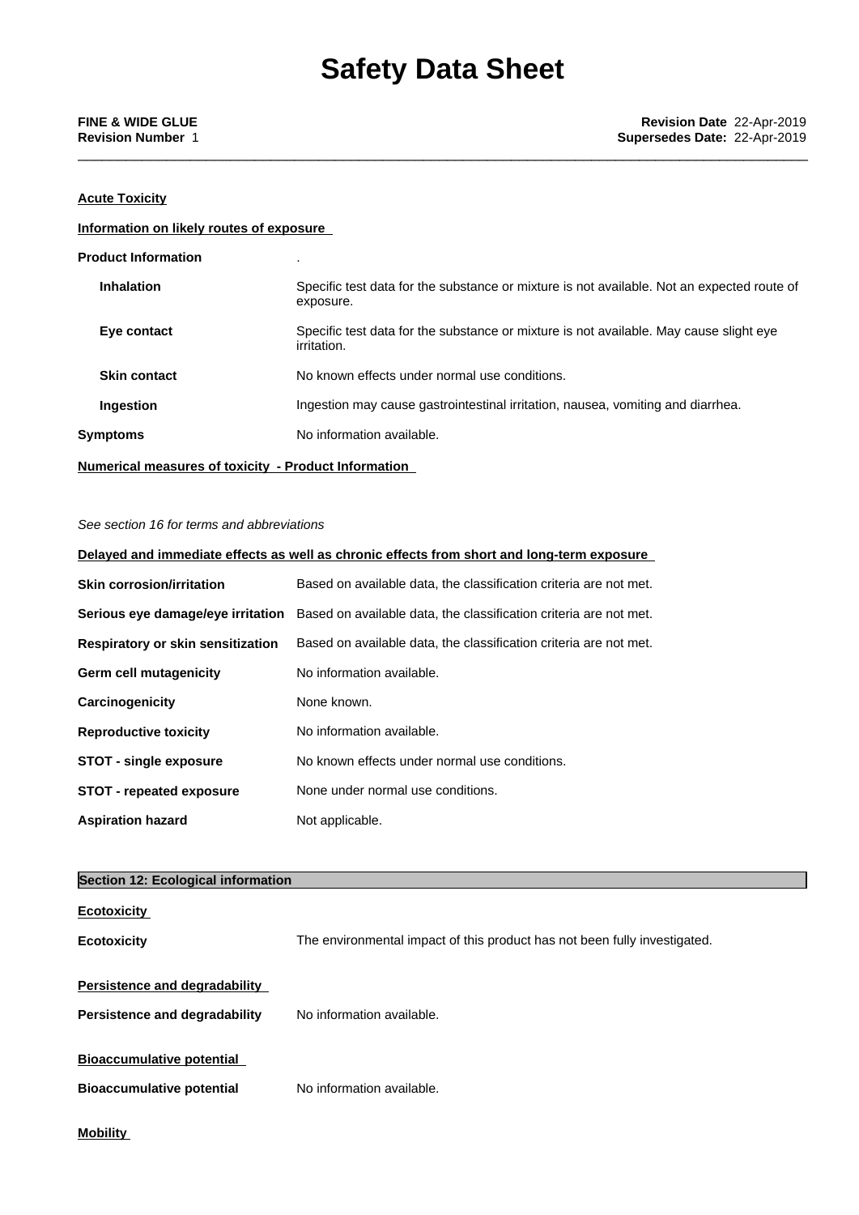**Acute Toxicity**

**Information on likely routes of exposure**

| | |
|---|---|
| **Product Information** | . |
| **Inhalation** | Specific test data for the substance or mixture is not available. Not an expected route of exposure. |
| **Eye contact** | Specific test data for the substance or mixture is not available. May cause slight eye irritation. |
| **Skin contact** | No known effects under normal use conditions. |
| **Ingestion** | Ingestion may cause gastrointestinal irritation, nausea, vomiting and diarrhea. |
| **Symptoms** | No information available. |

**Numerical measures of toxicity - Product Information**

*See section 16 for terms and abbreviations*

**Delayed and immediate effects as well as chronic effects from short and long-term exposure**

| | |
|---|---|
| **Skin corrosion/irritation** | Based on available data, the classification criteria are not met. |
| **Serious eye damage/eye irritation** | Based on available data, the classification criteria are not met. |
| **Respiratory or skin sensitization** | Based on available data, the classification criteria are not met. |
| **Germ cell mutagenicity** | No information available. |
| **Carcinogenicity** | None known. |
| **Reproductive toxicity** | No information available. |
| **STOT - single exposure** | No known effects under normal use conditions. |
| **STOT - repeated exposure** | None under normal use conditions. |
| **Aspiration hazard** | Not applicable. |

## Section 12: Ecological information

**Ecotoxicity**

**Ecotoxicity** The environmental impact of this product has not been fully investigated.

**Persistence and degradability**

**Persistence and degradability** No information available.

**Bioaccumulative potential**

**Bioaccumulative potential** No information available.

**Mobility**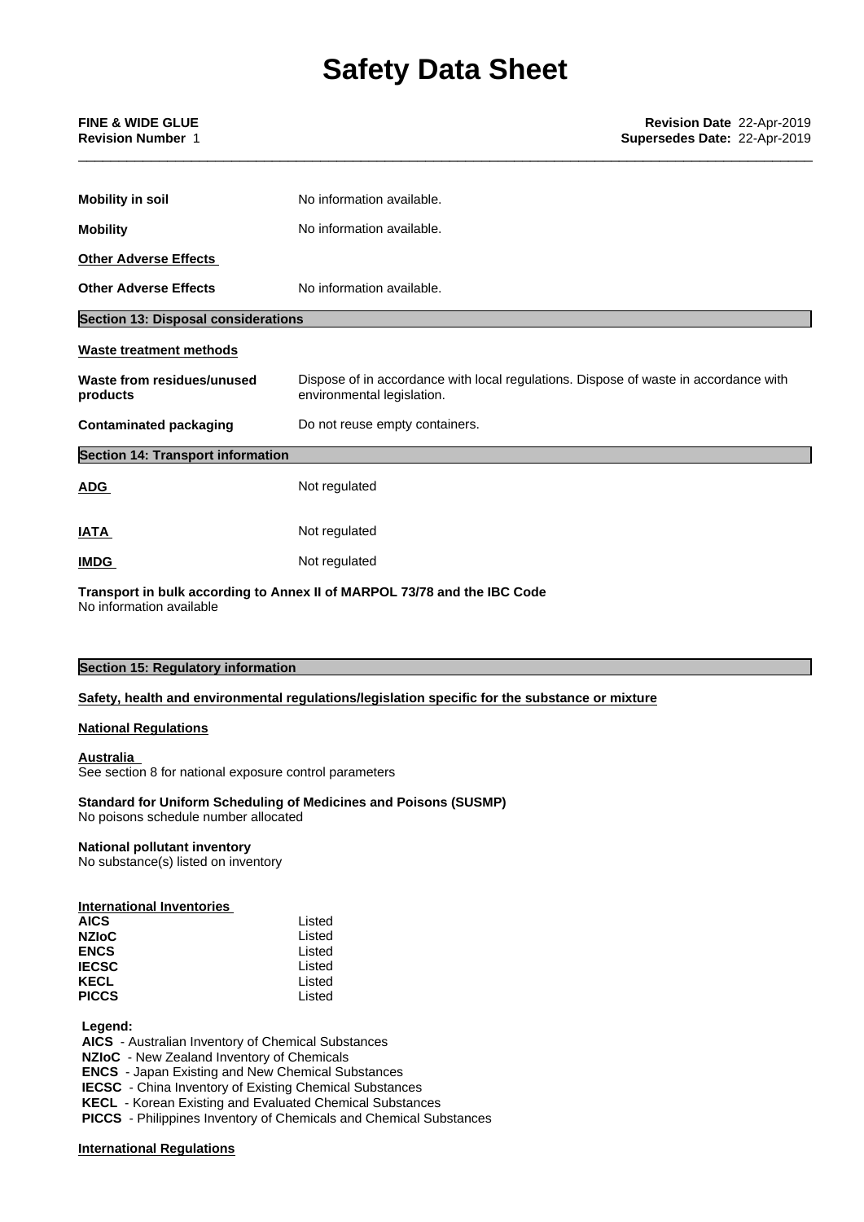| | |
|---|---|
| **Mobility in soil** | No information available. |
| **Mobility** | No information available. |

**Other Adverse Effects**

| | |
|---|---|
| **Other Adverse Effects** | No information available. |

## Section 13: Disposal considerations

**Waste treatment methods**

| | |
|---|---|
| **Waste from residues/unused products** | Dispose of in accordance with local regulations. Dispose of waste in accordance with environmental legislation. |
| **Contaminated packaging** | Do not reuse empty containers. |

## Section 14: Transport information

| | |
|---|---|
| **ADG** | Not regulated |
| **IATA** | Not regulated |
| **IMDG** | Not regulated |

**Transport in bulk according to Annex II of MARPOL 73/78 and the IBC Code**
No information available

## Section 15: Regulatory information

**Safety, health and environmental regulations/legislation specific for the substance or mixture**

**National Regulations**

**Australia**
See section 8 for national exposure control parameters

**Standard for Uniform Scheduling of Medicines and Poisons (SUSMP)**
No poisons schedule number allocated

**National pollutant inventory**
No substance(s) listed on inventory

**International Inventories**

| | |
|---|---|
| **AICS** | Listed |
| **NZIoC** | Listed |
| **ENCS** | Listed |
| **IECSC** | Listed |
| **KECL** | Listed |
| **PICCS** | Listed |

**Legend:**
**AICS** - Australian Inventory of Chemical Substances
**NZIoC** - New Zealand Inventory of Chemicals
**ENCS** - Japan Existing and New Chemical Substances
**IECSC** - China Inventory of Existing Chemical Substances
**KECL** - Korean Existing and Evaluated Chemical Substances
**PICCS** - Philippines Inventory of Chemicals and Chemical Substances

**International Regulations**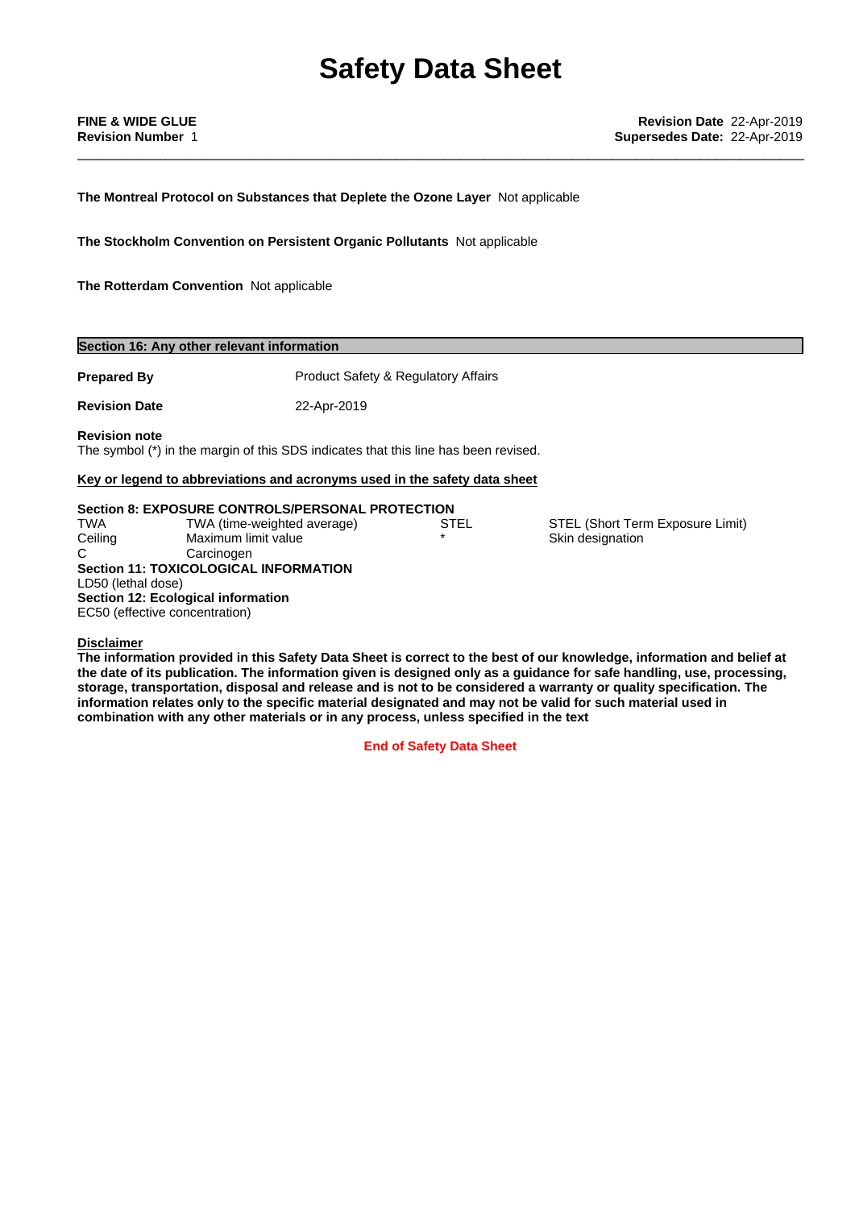**The Montreal Protocol on Substances that Deplete the Ozone Layer** Not applicable

**The Stockholm Convention on Persistent Organic Pollutants** Not applicable

**The Rotterdam Convention** Not applicable

## Section 16: Any other relevant information

**Prepared By** Product Safety & Regulatory Affairs

**Revision Date** 22-Apr-2019

**Revision note**
The symbol (*) in the margin of this SDS indicates that this line has been revised.

**Key or legend to abbreviations and acronyms used in the safety data sheet**

**Section 8: EXPOSURE CONTROLS/PERSONAL PROTECTION**

| | | | |
|---|---|---|---|
| TWA | TWA (time-weighted average) | STEL | STEL (Short Term Exposure Limit) |
| Ceiling | Maximum limit value | * | Skin designation |
| C | Carcinogen | | |

**Section 11: TOXICOLOGICAL INFORMATION**
LD50 (lethal dose)
**Section 12: Ecological information**
EC50 (effective concentration)

**Disclaimer**
**The information provided in this Safety Data Sheet is correct to the best of our knowledge, information and belief at the date of its publication. The information given is designed only as a guidance for safe handling, use, processing, storage, transportation, disposal and release and is not to be considered a warranty or quality specification. The information relates only to the specific material designated and may not be valid for such material used in combination with any other materials or in any process, unless specified in the text**

**End of Safety Data Sheet**